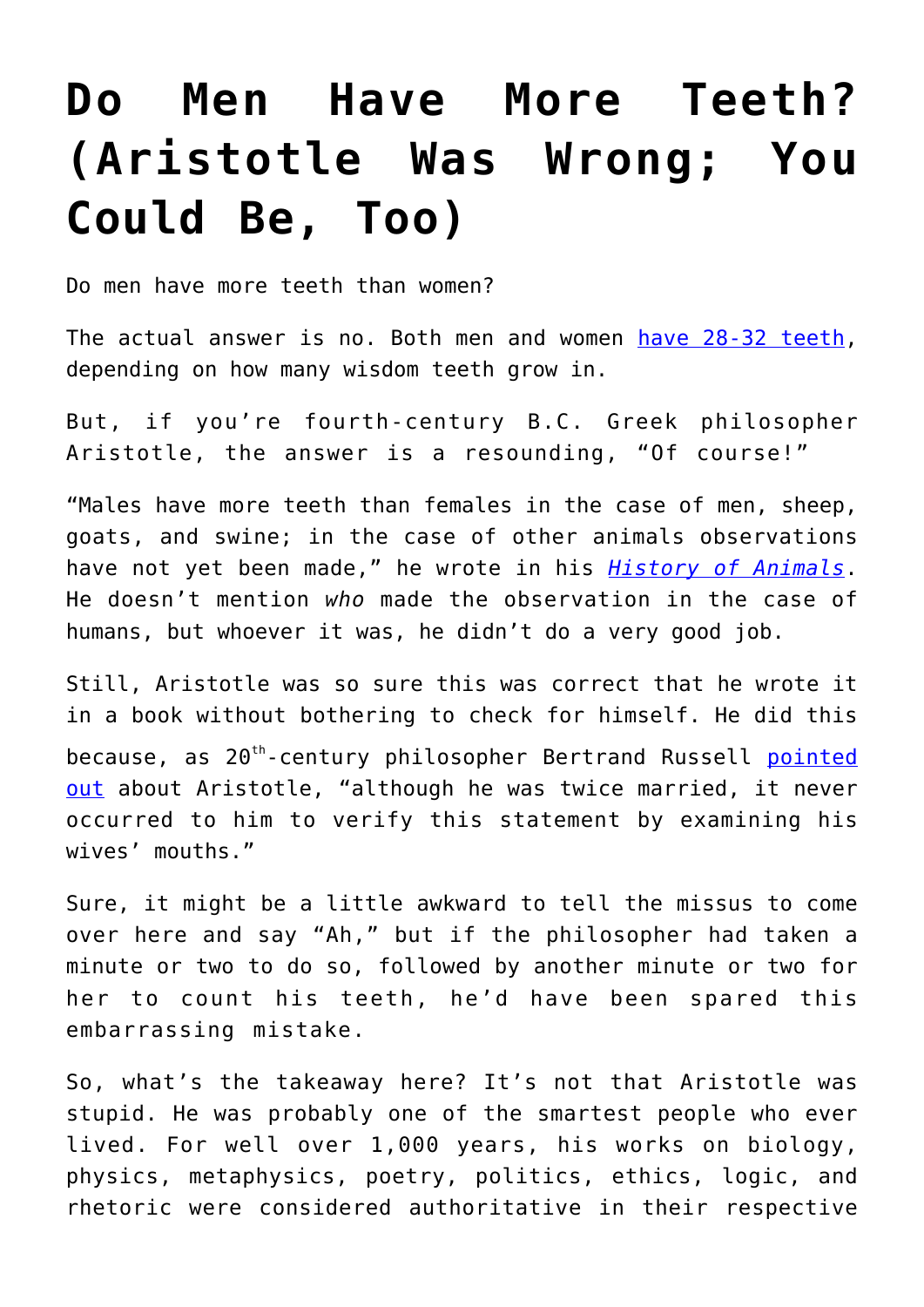# Do Men Have More Teeth? (Aristotle Was Wrong; You Could Be, Too)

Do men have more teeth than women?

The actual answer is no. Both men and women have 28-32 teeth, depending on how many wisdom teeth grow in.

But, if you're fourth-century B.C. Greek philosopher Aristotle, the answer is a resounding, "Of course!"

"Males have more teeth than females in the case of men, sheep, goats, and swine; in the case of other animals observations have not yet been made," he wrote in his *History of Animals*. He doesn't mention *who* made the observation in the case of humans, but whoever it was, he didn't do a very good job.

Still, Aristotle was so sure this was correct that he wrote it in a book without bothering to check for himself. He did this because, as 20th-century philosopher Bertrand Russell pointed out about Aristotle, "although he was twice married, it never occurred to him to verify this statement by examining his wives' mouths."

Sure, it might be a little awkward to tell the missus to come over here and say "Ah," but if the philosopher had taken a minute or two to do so, followed by another minute or two for her to count his teeth, he'd have been spared this embarrassing mistake.

So, what's the takeaway here? It's not that Aristotle was stupid. He was probably one of the smartest people who ever lived. For well over 1,000 years, his works on biology, physics, metaphysics, poetry, politics, ethics, logic, and rhetoric were considered authoritative in their respective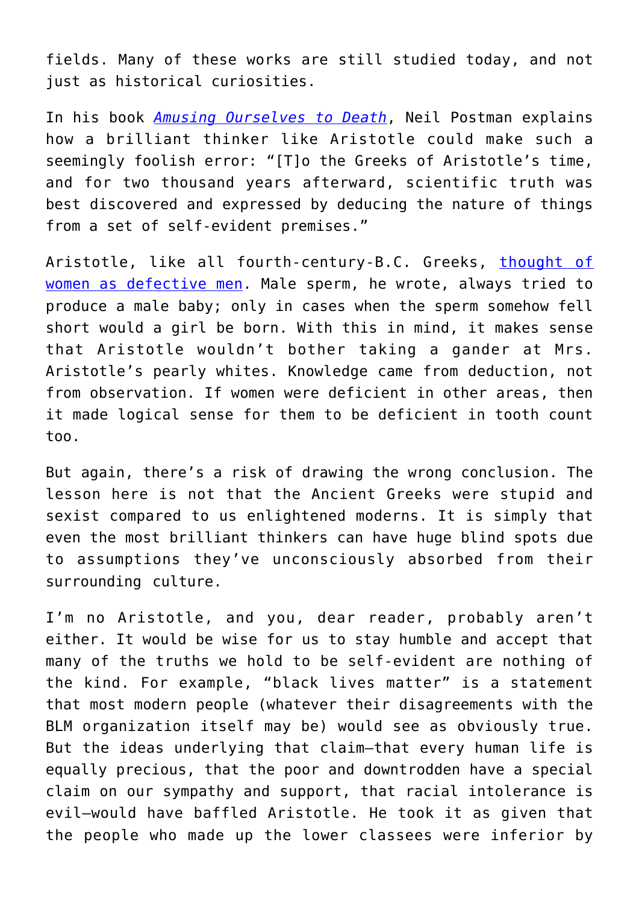fields. Many of these works are still studied today, and not just as historical curiosities.

In his book *Amusing Ourselves to Death*, Neil Postman explains how a brilliant thinker like Aristotle could make such a seemingly foolish error: "[T]o the Greeks of Aristotle's time, and for two thousand years afterward, scientific truth was best discovered and expressed by deducing the nature of things from a set of self-evident premises."

Aristotle, like all fourth-century-B.C. Greeks, thought of women as defective men. Male sperm, he wrote, always tried to produce a male baby; only in cases when the sperm somehow fell short would a girl be born. With this in mind, it makes sense that Aristotle wouldn't bother taking a gander at Mrs. Aristotle's pearly whites. Knowledge came from deduction, not from observation. If women were deficient in other areas, then it made logical sense for them to be deficient in tooth count too.

But again, there's a risk of drawing the wrong conclusion. The lesson here is not that the Ancient Greeks were stupid and sexist compared to us enlightened moderns. It is simply that even the most brilliant thinkers can have huge blind spots due to assumptions they've unconsciously absorbed from their surrounding culture.

I'm no Aristotle, and you, dear reader, probably aren't either. It would be wise for us to stay humble and accept that many of the truths we hold to be self-evident are nothing of the kind. For example, "black lives matter" is a statement that most modern people (whatever their disagreements with the BLM organization itself may be) would see as obviously true. But the ideas underlying that claim—that every human life is equally precious, that the poor and downtrodden have a special claim on our sympathy and support, that racial intolerance is evil—would have baffled Aristotle. He took it as given that the people who made up the lower classees were inferior by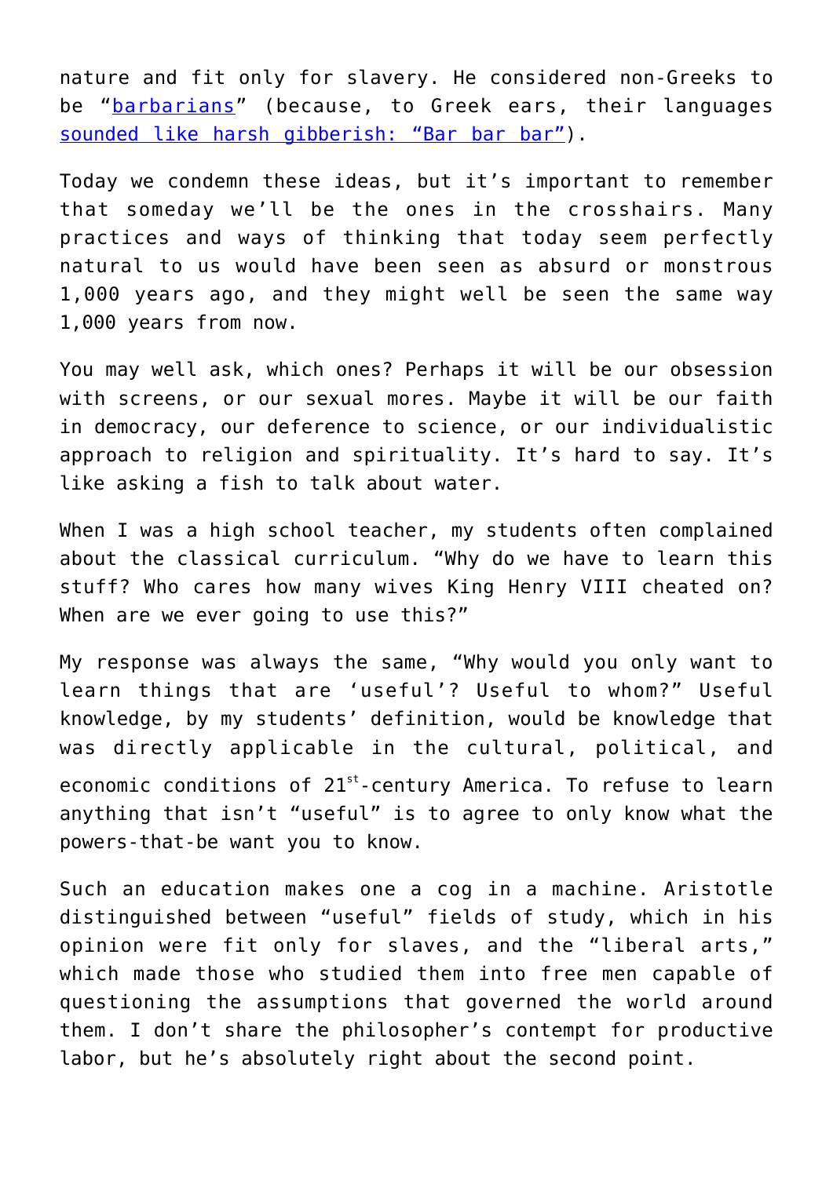nature and fit only for slavery. He considered non-Greeks to be "barbarians" (because, to Greek ears, their languages sounded like harsh gibberish: "Bar bar bar").

Today we condemn these ideas, but it's important to remember that someday we'll be the ones in the crosshairs. Many practices and ways of thinking that today seem perfectly natural to us would have been seen as absurd or monstrous 1,000 years ago, and they might well be seen the same way 1,000 years from now.

You may well ask, which ones? Perhaps it will be our obsession with screens, or our sexual mores. Maybe it will be our faith in democracy, our deference to science, or our individualistic approach to religion and spirituality. It's hard to say. It's like asking a fish to talk about water.

When I was a high school teacher, my students often complained about the classical curriculum. "Why do we have to learn this stuff? Who cares how many wives King Henry VIII cheated on? When are we ever going to use this?"

My response was always the same, "Why would you only want to learn things that are 'useful'? Useful to whom?" Useful knowledge, by my students' definition, would be knowledge that was directly applicable in the cultural, political, and economic conditions of 21st-century America. To refuse to learn anything that isn't "useful" is to agree to only know what the powers-that-be want you to know.

Such an education makes one a cog in a machine. Aristotle distinguished between "useful" fields of study, which in his opinion were fit only for slaves, and the "liberal arts," which made those who studied them into free men capable of questioning the assumptions that governed the world around them. I don't share the philosopher's contempt for productive labor, but he's absolutely right about the second point.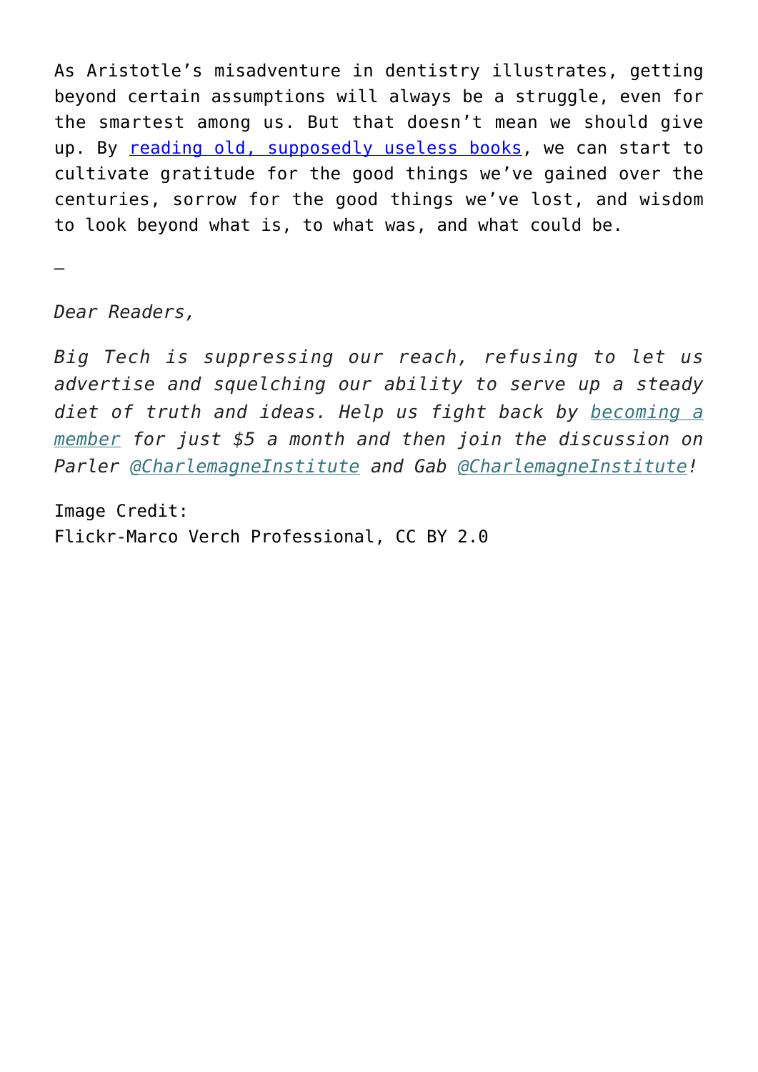As Aristotle's misadventure in dentistry illustrates, getting beyond certain assumptions will always be a struggle, even for the smartest among us. But that doesn't mean we should give up. By reading old, supposedly useless books, we can start to cultivate gratitude for the good things we've gained over the centuries, sorrow for the good things we've lost, and wisdom to look beyond what is, to what was, and what could be.

—

*Dear Readers,*

*Big Tech is suppressing our reach, refusing to let us advertise and squelching our ability to serve up a steady diet of truth and ideas. Help us fight back by becoming a member for just $5 a month and then join the discussion on Parler @CharlemagneInstitute and Gab @CharlemagneInstitute!*

Image Credit:
Flickr-Marco Verch Professional, CC BY 2.0